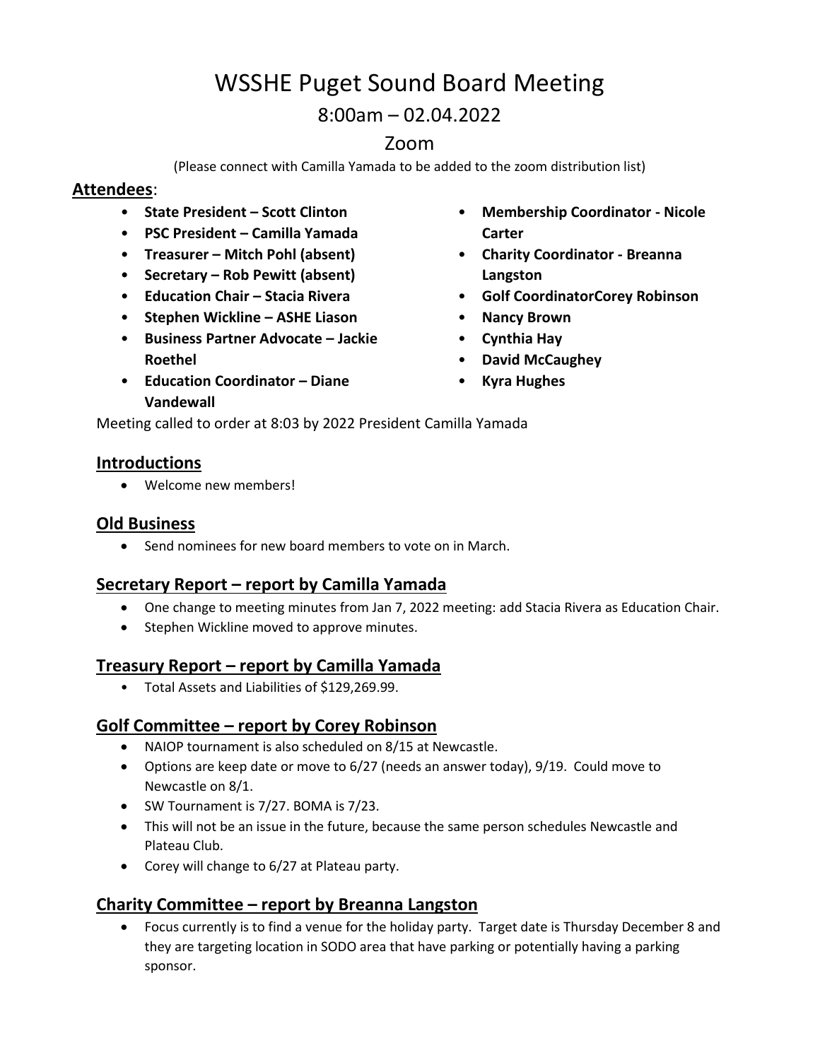# WSSHE Puget Sound Board Meeting

## 8:00am – 02.04.2022

## Zoom

(Please connect with Camilla Yamada to be added to the zoom distribution list)

**Attendees**:

- **State President – Scott Clinton**
- **PSC President – Camilla Yamada**
- **Treasurer – Mitch Pohl (absent)**
- **Secretary – Rob Pewitt (absent)**
- **Education Chair – Stacia Rivera**
- **Stephen Wickline – ASHE Liason**
- **Business Partner Advocate – Jackie Roethel**
- **Education Coordinator – Diane Vandewall**
- **Membership Coordinator - Nicole Carter**
- **Charity Coordinator - Breanna Langston**
- **Golf CoordinatorCorey Robinson**
- **Nancy Brown**
- **Cynthia Hay**
- **David McCaughey**
- **Kyra Hughes**

Meeting called to order at 8:03 by 2022 President Camilla Yamada

### Introductions

- Welcome new members!

### Old Business

- Send nominees for new board members to vote on in March.

### Secretary Report – report by Camilla Yamada

- One change to meeting minutes from Jan 7, 2022 meeting: add Stacia Rivera as Education Chair.
- Stephen Wickline moved to approve minutes.

### Treasury Report – report by Camilla Yamada

- Total Assets and Liabilities of $129,269.99.

### Golf Committee – report by Corey Robinson

- NAIOP tournament is also scheduled on 8/15 at Newcastle.
- Options are keep date or move to 6/27 (needs an answer today), 9/19. Could move to Newcastle on 8/1.
- SW Tournament is 7/27. BOMA is 7/23.
- This will not be an issue in the future, because the same person schedules Newcastle and Plateau Club.
- Corey will change to 6/27 at Plateau party.

### Charity Committee – report by Breanna Langston

- Focus currently is to find a venue for the holiday party. Target date is Thursday December 8 and they are targeting location in SODO area that have parking or potentially having a parking sponsor.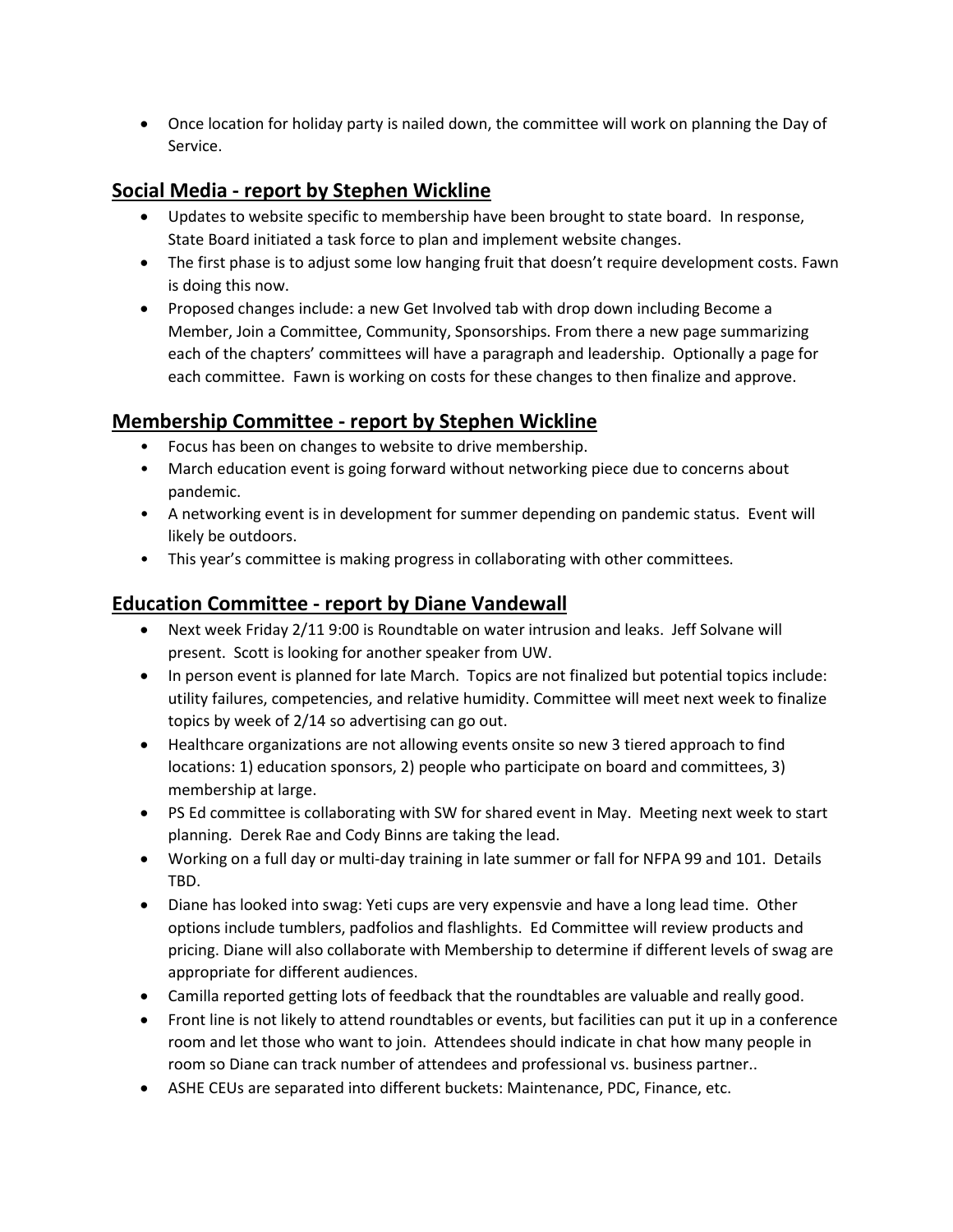- Once location for holiday party is nailed down, the committee will work on planning the Day of Service.

## Social Media - report by Stephen Wickline

- Updates to website specific to membership have been brought to state board. In response, State Board initiated a task force to plan and implement website changes.
- The first phase is to adjust some low hanging fruit that doesn't require development costs. Fawn is doing this now.
- Proposed changes include: a new Get Involved tab with drop down including Become a Member, Join a Committee, Community, Sponsorships. From there a new page summarizing each of the chapters' committees will have a paragraph and leadership. Optionally a page for each committee. Fawn is working on costs for these changes to then finalize and approve.

## Membership Committee - report by Stephen Wickline

- Focus has been on changes to website to drive membership.
- March education event is going forward without networking piece due to concerns about pandemic.
- A networking event is in development for summer depending on pandemic status. Event will likely be outdoors.
- This year's committee is making progress in collaborating with other committees.

## Education Committee - report by Diane Vandewall

- Next week Friday 2/11 9:00 is Roundtable on water intrusion and leaks. Jeff Solvane will present. Scott is looking for another speaker from UW.
- In person event is planned for late March. Topics are not finalized but potential topics include: utility failures, competencies, and relative humidity. Committee will meet next week to finalize topics by week of 2/14 so advertising can go out.
- Healthcare organizations are not allowing events onsite so new 3 tiered approach to find locations: 1) education sponsors, 2) people who participate on board and committees, 3) membership at large.
- PS Ed committee is collaborating with SW for shared event in May. Meeting next week to start planning. Derek Rae and Cody Binns are taking the lead.
- Working on a full day or multi-day training in late summer or fall for NFPA 99 and 101. Details TBD.
- Diane has looked into swag: Yeti cups are very expensvie and have a long lead time. Other options include tumblers, padfolios and flashlights. Ed Committee will review products and pricing. Diane will also collaborate with Membership to determine if different levels of swag are appropriate for different audiences.
- Camilla reported getting lots of feedback that the roundtables are valuable and really good.
- Front line is not likely to attend roundtables or events, but facilities can put it up in a conference room and let those who want to join. Attendees should indicate in chat how many people in room so Diane can track number of attendees and professional vs. business partner..
- ASHE CEUs are separated into different buckets: Maintenance, PDC, Finance, etc.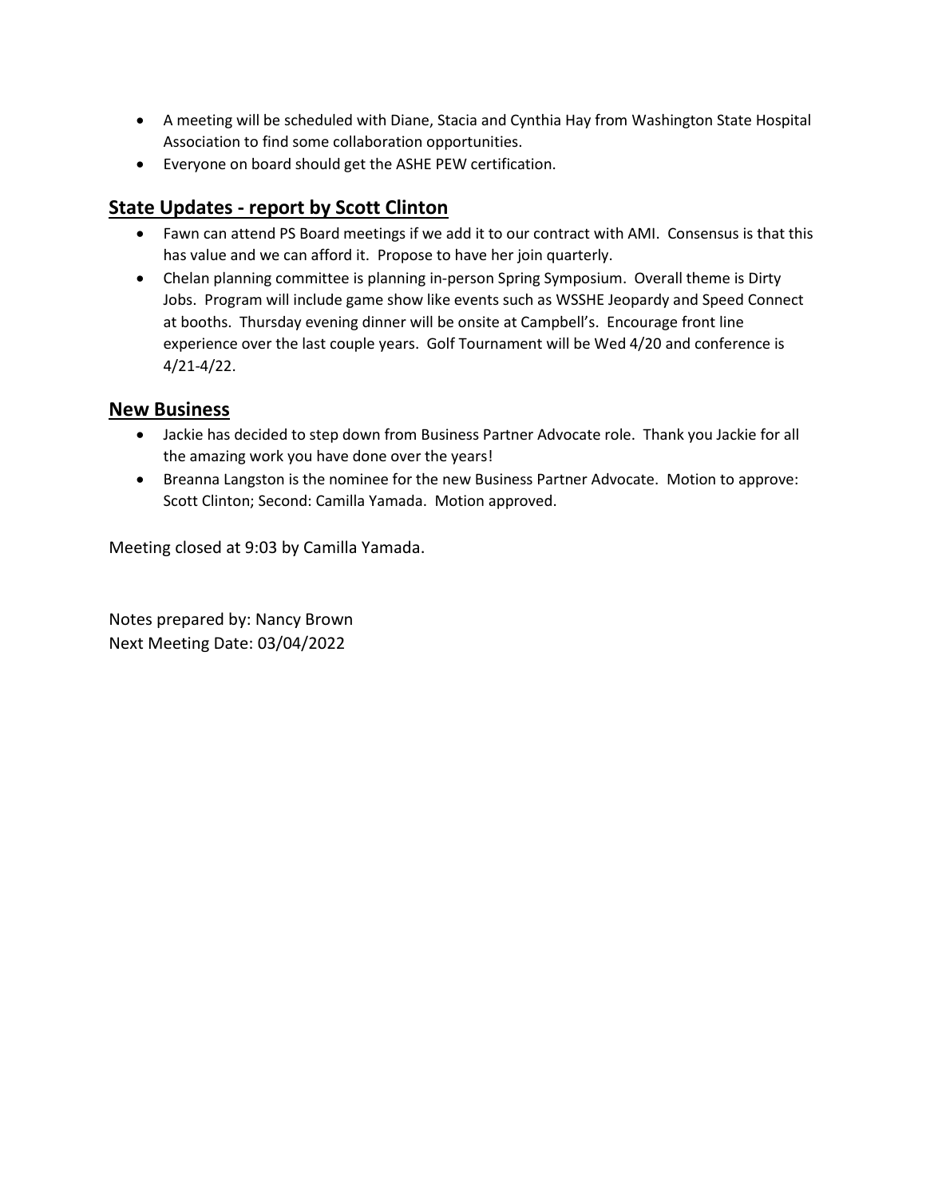- A meeting will be scheduled with Diane, Stacia and Cynthia Hay from Washington State Hospital Association to find some collaboration opportunities.
- Everyone on board should get the ASHE PEW certification.

## State Updates - report by Scott Clinton

- Fawn can attend PS Board meetings if we add it to our contract with AMI. Consensus is that this has value and we can afford it. Propose to have her join quarterly.
- Chelan planning committee is planning in-person Spring Symposium. Overall theme is Dirty Jobs. Program will include game show like events such as WSSHE Jeopardy and Speed Connect at booths. Thursday evening dinner will be onsite at Campbell's. Encourage front line experience over the last couple years. Golf Tournament will be Wed 4/20 and conference is 4/21-4/22.

## New Business

- Jackie has decided to step down from Business Partner Advocate role. Thank you Jackie for all the amazing work you have done over the years!
- Breanna Langston is the nominee for the new Business Partner Advocate. Motion to approve: Scott Clinton; Second: Camilla Yamada. Motion approved.

Meeting closed at 9:03 by Camilla Yamada.

Notes prepared by: Nancy Brown
Next Meeting Date: 03/04/2022